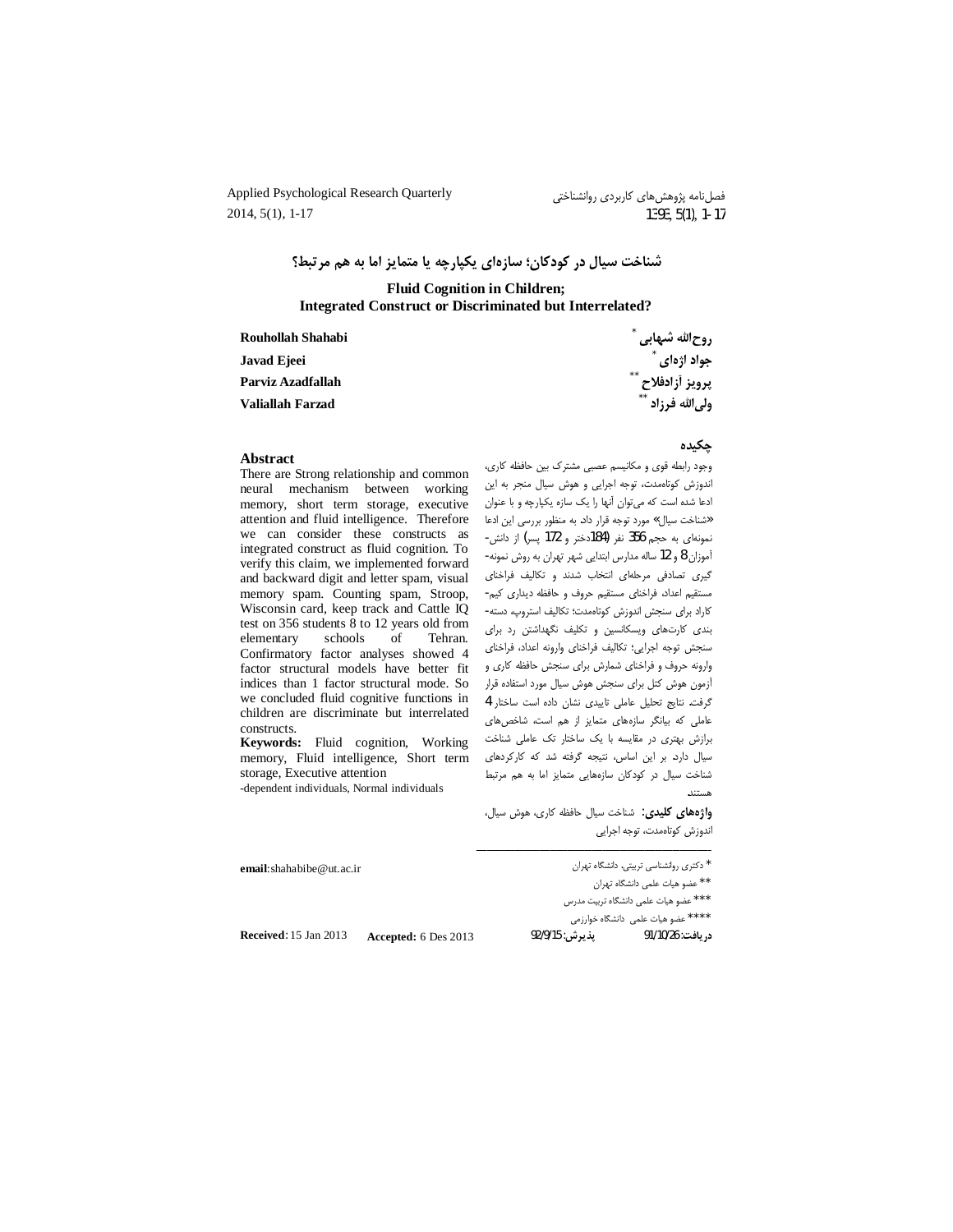# شناخت سیال در کودکان؛ سازه‌ای یکپارچه یا متمایز اما به هم مرتبط؟

## Fluid Cognition in Children; Integrated Construct or Discriminated but Interrelated?

روح‌الله شهابی [*]
جواد اژه‌ای [*]
پرویز آزادفلاح [**]
ولی‌الله فرزاد [**]

Rouhollah Shahabi
Javad Ejeei
Parviz Azadfallah
Valiallah Farzad

### چکیده

وجود رابطه قوی و مکانیسم عصبی مشترک بین حافظه کاری، اندوزش کوتاه‌مدت، توجه اجرایی و هوش سیال منجر به این ادعا شده است که می‌توان آنها را یک سازه یکپارچه و با عنوان «شناخت سیال» مورد توجه قرار داد. به منظور بررسی این ادعا نمونه‌ای به حجم 356 نفر (184دختر و 172 پسر) از دانش‌آموزان 8 و 12 ساله مدارس ابتدایی شهر تهران به روش نمونه‌گیری تصادفی مرحله‌ای انتخاب شدند و تکالیف فراخنای مستقیم اعداد، فراخنای مستقیم حروف و حافظه دیداری کیم-کاراد برای سنجش اندوزش کوتاه‌مدت؛ تکالیف استروپ، دسته‌بندی کارت‌های ویسکانسین و تکلیف نگهداشتن رد برای سنجش توجه اجرایی؛ تکالیف فراخنای وارونه اعداد، فراخنای وارونه حروف و فراخنای شمارش برای سنجش حافظه کاری و آزمون هوش کتل برای سنجش هوش سیال مورد استفاده قرار گرفت. نتایج تحلیل عاملی تاییدی نشان داده است ساختار 4 عاملی که بیانگر سازه‌های متمایز از هم است، شاخص‌های برازش بهتری در مقایسه با یک ساختار تک عاملی شناخت سیال دارد. بر این اساس، نتیجه گرفته شد که کارکردهای شناخت سیال در کودکان سازه‌هایی متمایز اما به هم مرتبط هستند.

**واژه‌های کلیدی:** شناخت سیال حافظه کاری، هوش سیال، اندوزش کوتاه‌مدت، توجه اجرایی

### Abstract

There are Strong relationship and common neural mechanism between working memory, short term storage, executive attention and fluid intelligence. Therefore we can consider these constructs as integrated construct as fluid cognition. To verify this claim, we implemented forward and backward digit and letter spam, visual memory spam. Counting spam, Stroop, Wisconsin card, keep track and Cattle IQ test on 356 students 8 to 12 years old from elementary schools of Tehran. Confirmatory factor analyses showed 4 factor structural models have better fit indices than 1 factor structural mode. So we concluded fluid cognitive functions in children are discriminate but interrelated constructs.

**Keywords:** Fluid cognition, Working memory, Fluid intelligence, Short term storage, Executive attention

-dependent individuals, Normal individuals

---

[*] دکتری روانشناسی تربیتی، دانشگاه تهران
[**] عضو هیات علمی دانشگاه تهران
[***] عضو هیات علمی دانشگاه تربیت مدرس
[****] عضو هیات علمی دانشگاه خوارزمی

**email**:shahabibe@ut.ac.ir

**دریافت:** 91/10/26 **پذیرش:** 92/9/15

**Received**: 15 Jan 2013 **Accepted:** 6 Des 2013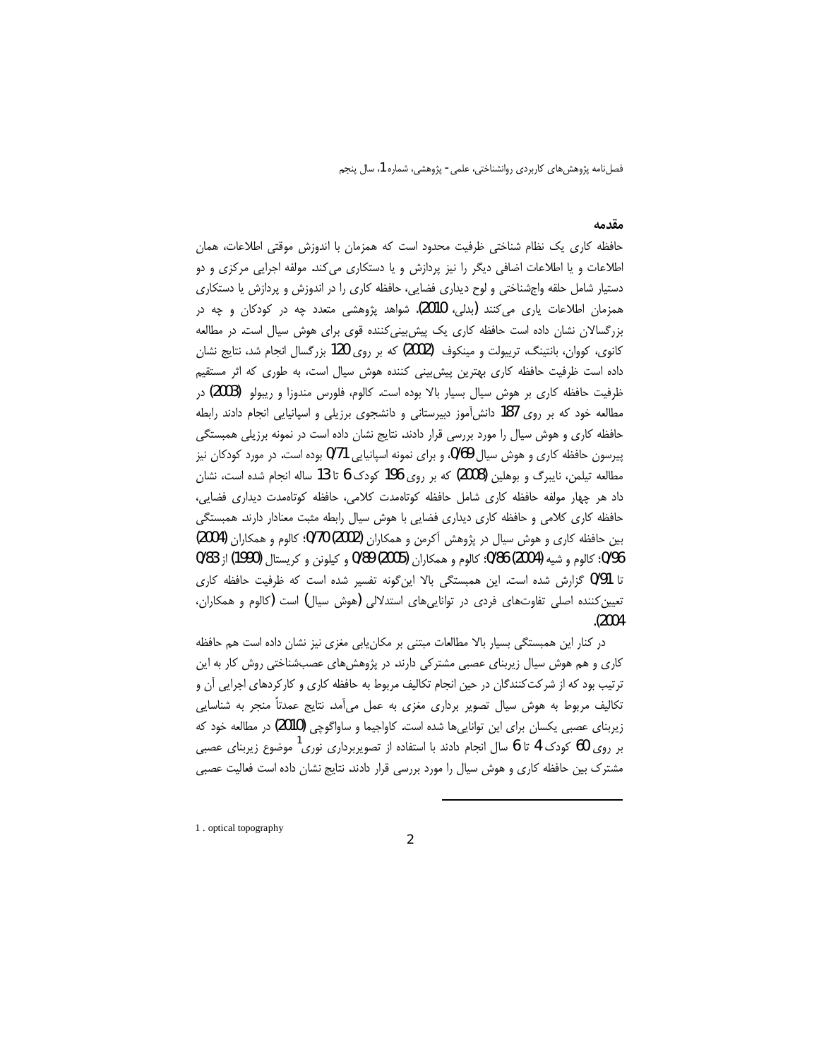## مقدمه

حافظه کاری یک نظام شناختی ظرفیت محدود است که همزمان با اندوزش موقتی اطلاعات، همان اطلاعات و یا اطلاعات اضافی دیگر را نیز پردازش و یا دستکاری می‌کند. مولفه اجرایی مرکزی و دو دستیار شامل حلقه واج‌شناختی و لوح دیداری فضایی، حافظه کاری را در اندوزش و پردازش یا دستکاری همزمان اطلاعات یاری می‌کنند (بدلی، 2010). شواهد پژوهشی متعدد چه در کودکان و چه در بزرگسالان نشان داده است حافظه کاری یک پیش‌بینی‌کننده قوی برای هوش سیال است. در مطالعه کانوی، کووان، بانتینگ، تریبولت و مینکوف (2002) که بر روی 120 بزرگسال انجام شد، نتایج نشان داده است ظرفیت حافظه کاری بهترین پیش‌بینی کننده هوش سیال است، به طوری که اثر مستقیم ظرفیت حافظه کاری بر هوش سیال بسیار بالا بوده است. کالوم، فلورس مندوزا و ریبولو (2003) در مطالعه خود که بر روی 187 دانش‌آموز دبیرستانی و دانشجوی برزیلی و اسپانیایی انجام دادند رابطه حافظه کاری و هوش سیال را مورد بررسی قرار دادند. نتایج نشان داده است در نمونه برزیلی همبستگی پیرسون حافظه کاری و هوش سیال 0/69، و برای نمونه اسپانیایی 0/71 بوده است. در مورد کودکان نیز مطالعه تیلمن، نایبرگ و بوهلین (2008) که بر روی 196 کودک 6 تا 13 ساله انجام شده است، نشان داد هر چهار مولفه حافظه کاری شامل حافظه کوتاه‌مدت کلامی، حافظه کوتاه‌مدت دیداری فضایی، حافظه کاری کلامی و حافظه کاری دیداری فضایی با هوش سیال رابطه مثبت معنادار دارند. همبستگی بین حافظه کاری و هوش سیال در پژوهش آکرمن و همکاران (2002) 0/70؛ کالوم و همکاران (2004) 0/96؛ کالوم و شیه (2004) 0/86؛ کالوم و همکاران (2005) 0/89 و کیلونن و کریستال (1990) از 0/83 تا 0/91 گزارش شده است. این همبستگی بالا این‌گونه تفسیر شده است که ظرفیت حافظه کاری تعیین‌کننده اصلی تفاوت‌های فردی در توانایی‌های استدلالی (هوش سیال) است (کالوم و همکاران، 2004).

در کنار این همبستگی بسیار بالا مطالعات مبتنی بر مکان‌یابی مغزی نیز نشان داده است هم حافظه کاری و هم هوش سیال زیربنای عصبی مشترکی دارند. در پژوهش‌های عصب‌شناختی روش کار به این ترتیب بود که از شرکت‌کنندگان در حین انجام تکالیف مربوط به حافظه کاری و کارکردهای اجرایی آن و تکالیف مربوط به هوش سیال تصویر برداری مغزی به عمل می‌آمد. نتایج عمدتاً منجر به شناسایی زیربنای عصبی یکسان برای این توانایی‌ها شده است. کاواجیما و ساواگوچی (2010) در مطالعه خود که بر روی 60 کودک 4 تا 6 سال انجام دادند با استفاده از تصویربرداری نوری[1] موضوع زیربنای عصبی مشترک بین حافظه کاری و هوش سیال را مورد بررسی قرار دادند. نتایج نشان داده است فعالیت عصبی

---

1 . optical topography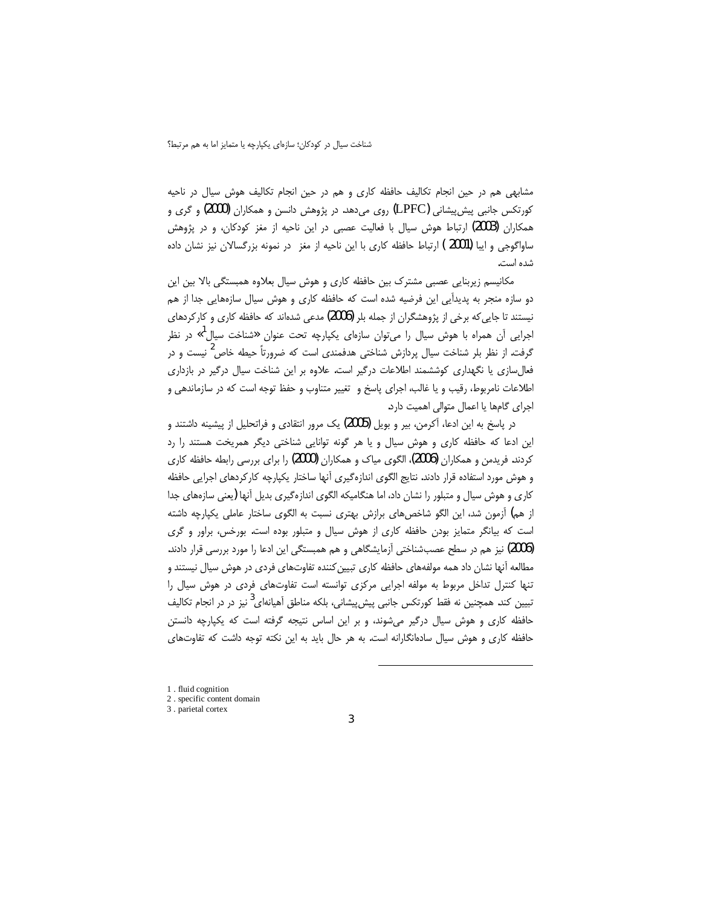مشابهی هم در حین انجام تکالیف حافظه کاری و هم در حین انجام تکالیف هوش سیال در ناحیه کورتکس جانبی پیش‌پیشانی (LPFC) روی می‌دهد. در پژوهش دانسن و همکاران (2000) و گری و همکاران (2003) ارتباط هوش سیال با فعالیت عصبی در این ناحیه از مغز کودکان، و در پژوهش ساواگوچی و ایبا (2001 ) ارتباط حافظه کاری با این ناحیه از مغز در نمونه بزرگسالان نیز نشان داده شده است.

مکانیسم زیربنایی عصبی مشترک بین حافظه کاری و هوش سیال بعلاوه همبستگی بالا بین این دو سازه منجر به پدیدآیی این فرضیه شده است که حافظه کاری و هوش سیال سازه‌هایی جدا از هم نیستند تا جایی‌که برخی از پژوهشگران از جمله بلر (2006) مدعی شده‌اند که حافظه کاری و کارکردهای اجرایی آن همراه با هوش سیال را می‌توان سازه‌ای یکپارچه تحت عنوان «شناخت سیال[1]» در نظر گرفت. از نظر بلر شناخت سیال پردازش شناختی هدفمندی است که ضرورتاً حیطه خاص[2] نیست و در فعال‌سازی یا نگهداری کوششمند اطلاعات درگیر است. علاوه بر این شناخت سیال درگیر در بازداری اطلاعات نامربوط، رقیب و یا غالب، اجرای پاسخ و تغییر متناوب و حفظ توجه است که در سازماندهی و اجرای گام‌ها یا اعمال متوالی اهمیت دارد.

در پاسخ به این ادعا، آکرمن، بیر و بویل (2005) یک مرور انتقادی و فراتحلیل از پیشینه داشتند و این ادعا که حافظه کاری و هوش سیال و یا هر گونه توانایی شناختی دیگر همریخت هستند را رد کردند. فریدمن و همکاران (2006)، الگوی میاک و همکاران (2000) را برای بررسی رابطه حافظه کاری و هوش مورد استفاده قرار دادند. نتایج الگوی اندازه‌گیری آنها ساختار یکپارچه کارکردهای اجرایی حافظه کاری و هوش سیال و متبلور را نشان داد، اما هنگامیکه الگوی اندازه‌گیری بدیل آنها (یعنی سازه‌های جدا از هم) آزمون شد، این الگو شاخص‌های برازش بهتری نسبت به الگوی ساختار عاملی یکپارچه داشته است که بیانگر متمایز بودن حافظه کاری از هوش سیال و متبلور بوده است. بورخس، براور و گری (2006) نیز هم در سطح عصب‌شناختی آزمایشگاهی و هم همبستگی این ادعا را مورد بررسی قرار دادند. مطالعه آنها نشان داد همه مولفه‌های حافظه کاری تبیین‌کننده تفاوت‌های فردی در هوش سیال نیستند و تنها کنترل تداخل مربوط به مولفه اجرایی مرکزی توانسته است تفاوت‌های فردی در هوش سیال را تبیین کند. همچنین نه فقط کورتکس جانبی پیش‌پیشانی، بلکه مناطق آهیانه‌ای[3] نیز در در انجام تکالیف حافظه کاری و هوش سیال درگیر می‌شوند، و بر این اساس نتیجه گرفته است که یکپارچه دانستن حافظه کاری و هوش سیال ساده‌انگارانه است. به هر حال باید به این نکته توجه داشت که تفاوت‌های

---

1 . fluid cognition

2 . specific content domain

3 . parietal cortex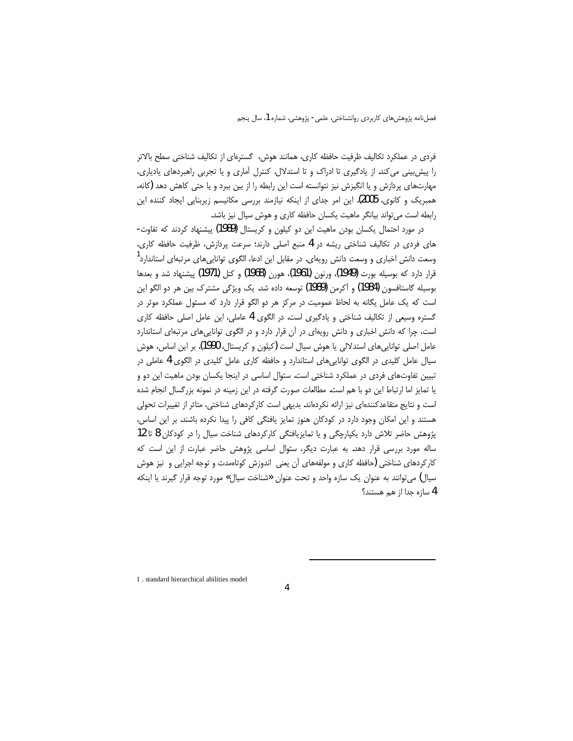فردی در عملکرد تکالیف ظرفیت حافظه کاری، همانند هوش، گستره‌ای از تکالیف شناختی سطح بالاتر را پیش‌بینی می‌کند از یادگیری تا ادراک و تا استدلال. کنترل آماری و یا تجربی راهبردهای یادیاری، مهارت‌های پردازش و یا انگیزش نیز نتوانسته است این رابطه را از بین ببرد و یا حتی کاهش دهد (کانه، همبریک و کانوی، 2005). این امر جدای از اینکه نیازمند بررسی مکانیسم زیربنایی ایجاد کننده این رابطه است می‌تواند بیانگر ماهیت یکسان حافظه کاری و هوش سیال نیز باشد.

در مورد احتمال یکسان بودن ماهیت این دو کیلون و کریستال (1989) پیشنهاد کردند که تفاوت‌های فردی در تکالیف شناختی ریشه در 4 منبع اصلی دارند؛ سرعت پردازش، ظرفیت حافظه کاری، وسعت دانش اخباری و وسعت دانش رویه‌ای. در مقابل این ادعا، الگوی توانایی‌های مرتبه‌ای استاندارد[1] قرار دارد که بوسیله بورت (1949)، ورنون (1961)، هورن (1968) و کتل (1971) پیشنهاد شد و بعدها بوسیله گاستافسون (1984) و آکرمن (1989) توسعه داده شد. یک ویژگی مشترک بین هر دو الگو این است که یک عامل یگانه به لحاظ عمومیت در مرکز هر دو الگو قرار دارد که مسئول عملکرد موثر در گستره وسیعی از تکالیف شناختی و یادگیری است. در الگوی 4 عاملی، این عامل اصلی حافظه کاری است، چرا که دانش اخباری و دانش رویه‌ای در آن قرار دارد و در الگوی توانایی‌های مرتبه‌ای استاندارد عامل اصلی توانایی‌های استدلالی یا هوش سیال است (کیلون و کریستال، 1990). بر این اساس، هوش سیال عامل کلیدی در الگوی توانایی‌های استاندارد و حافظه کاری عامل کلیدی در الگوی 4 عاملی در تبیین تفاوت‌های فردی در عملکرد شناختی است. سئوال اساسی در اینجا یکسان بودن ماهیت این دو و یا تمایز اما ارتباط این دو با هم است. مطالعات صورت گرفته در این زمینه در نمونه بزرگسال انجام شده است و نتایج متقاعدکننده‌ای نیز ارائه نکرده‌اند. بدیهی است کارکردهای شناختی، متاثر از تغییرات تحولی هستند و این امکان وجود دارد در کودکان هنوز تمایز یافتگی کافی را پیدا نکرده باشند. بر این اساس، پژوهش حاضر تلاش دارد یکپارچگی و یا تمایزیافتگی کارکردهای شناخت سیال را در کودکان 8 تا 12 ساله مورد بررسی قرار دهد. به عبارت دیگر، سئوال اساسی پژوهش حاضر عبارت از این است که کارکردهای شناختی (حافظه کاری و مولفه‌های آن یعنی اندوزش کوتاه‌مدت و توجه اجرایی و نیز هوش سیال) می‌توانند به عنوان یک سازه واحد و تحت عنوان «شناخت سیال» مورد توجه قرار گیرند یا اینکه 4 سازه جدا از هم هستند؟

1 . standard hierarchical abilities model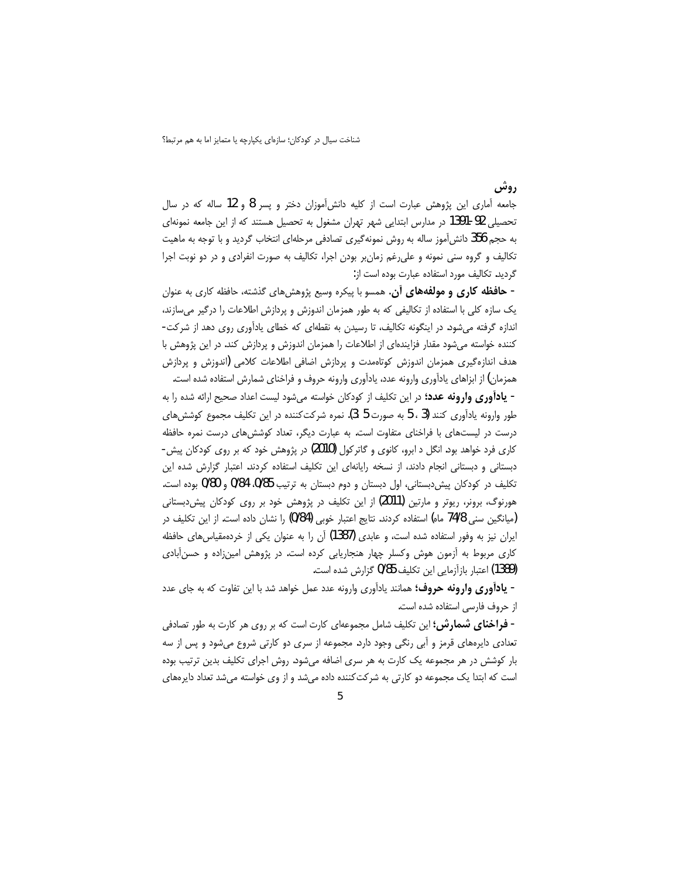## روش

جامعه آماری این پژوهش عبارت است از کلیه دانش‌آموزان دختر و پسر 8 و 12 ساله که در سال تحصیلی 92-1391 در مدارس ابتدایی شهر تهران مشغول به تحصیل هستند که از این جامعه نمونه‌ای به حجم 356 دانش‌آموز ساله به روش نمونه‌گیری تصادفی مرحله‌ای انتخاب گردید و با توجه به ماهیت تکالیف و گروه سنی نمونه و علی‌رغم زمان‌بر بودن اجرا، تکالیف به صورت انفرادی و در دو نوبت اجرا گردید. تکالیف مورد استفاده عبارت بوده است از:

- **حافظه کاری و مولفه‌های آن.** همسو با پیکره وسیع پژوهش‌های گذشته، حافظه کاری به عنوان یک سازه کلی با استفاده از تکالیفی که به طور همزمان اندوزش و پردازش اطلاعات را درگیر می‌سازند، اندازه گرفته می‌شود. در اینگونه تکالیف، تا رسیدن به نقطه‌ای که خطای یادآوری روی دهد از شرکت‌کننده خواسته می‌شود مقدار فزاینده‌ای از اطلاعات را همزمان اندوزش و پردازش کند. در این پژوهش با هدف اندازه‌گیری همزمان اندوزش کوتاه‌مدت و پردازش اضافی اطلاعات کلامی (اندوزش و پردازش همزمان) از ابزاهای یادآوری وارونه عدد، یادآوری وارونه حروف و فراخنای شمارش استفاده شده است.

- **یادآوری وارونه عدد؛** در این تکلیف از کودکان خواسته می‌شود لیست اعداد صحیح ارائه شده را به طور وارونه یادآوری کنند (3، 5 به صورت 5 3). نمره شرکت‌کننده در این تکلیف مجموع کوشش‌های درست در لیست‌های با فراخنای متفاوت است. به عبارت دیگر، تعداد کوشش‌های درست نمره حافظه کاری فرد خواهد بود. انگل د ابرو، کانوی و گاترکول (2010) در پژوهش خود که بر روی کودکان پیش‌دبستانی و دبستانی انجام دادند، از نسخه رایانه‌ای این تکلیف استفاده کردند. اعتبار گزارش شده این تکلیف در کودکان پیش‌دبستانی، اول دبستان و دوم دبستان به ترتیب 0/85، 0/84 و 0/80 بوده است. هورنوگ، برونر، ریوتر و مارتین (2011) از این تکلیف در پژوهش خود بر روی کودکان پیش‌دبستانی (میانگین سنی 74/8 ماه) استفاده کردند. نتایج اعتبار خوبی (0/84) را نشان داده است. از این تکلیف در ایران نیز به وفور استفاده شده است، و عابدی (1387) آن را به عنوان یکی از خرده‌مقیاس‌های حافظه کاری مربوط به آزمون هوش وکسلر چهار هنجاریابی کرده است. در پژوهش امین‌زاده و حسن‌آبادی (1389) اعتبار بازآزمایی این تکلیف 0/85 گزارش شده است.

- **یادآوری وارونه حروف؛** همانند یادآوری وارونه عدد عمل خواهد شد با این تفاوت که به جای عدد از حروف فارسی استفاده شده است.

- **فراخنای شمارش؛** این تکلیف شامل مجموعه‌ای کارت است که بر روی هر کارت به طور تصادفی تعدادی دایره‌های قرمز و آبی رنگی وجود دارد. مجموعه از سری دو کارتی شروع می‌شود و پس از سه بار کوشش در هر مجموعه یک کارت به هر سری اضافه می‌شود. روش اجرای تکلیف بدین ترتیب بوده است که ابتدا یک مجموعه دو کارتی به شرکت‌کننده داده می‌شد و از وی خواسته می‌شد تعداد دایره‌های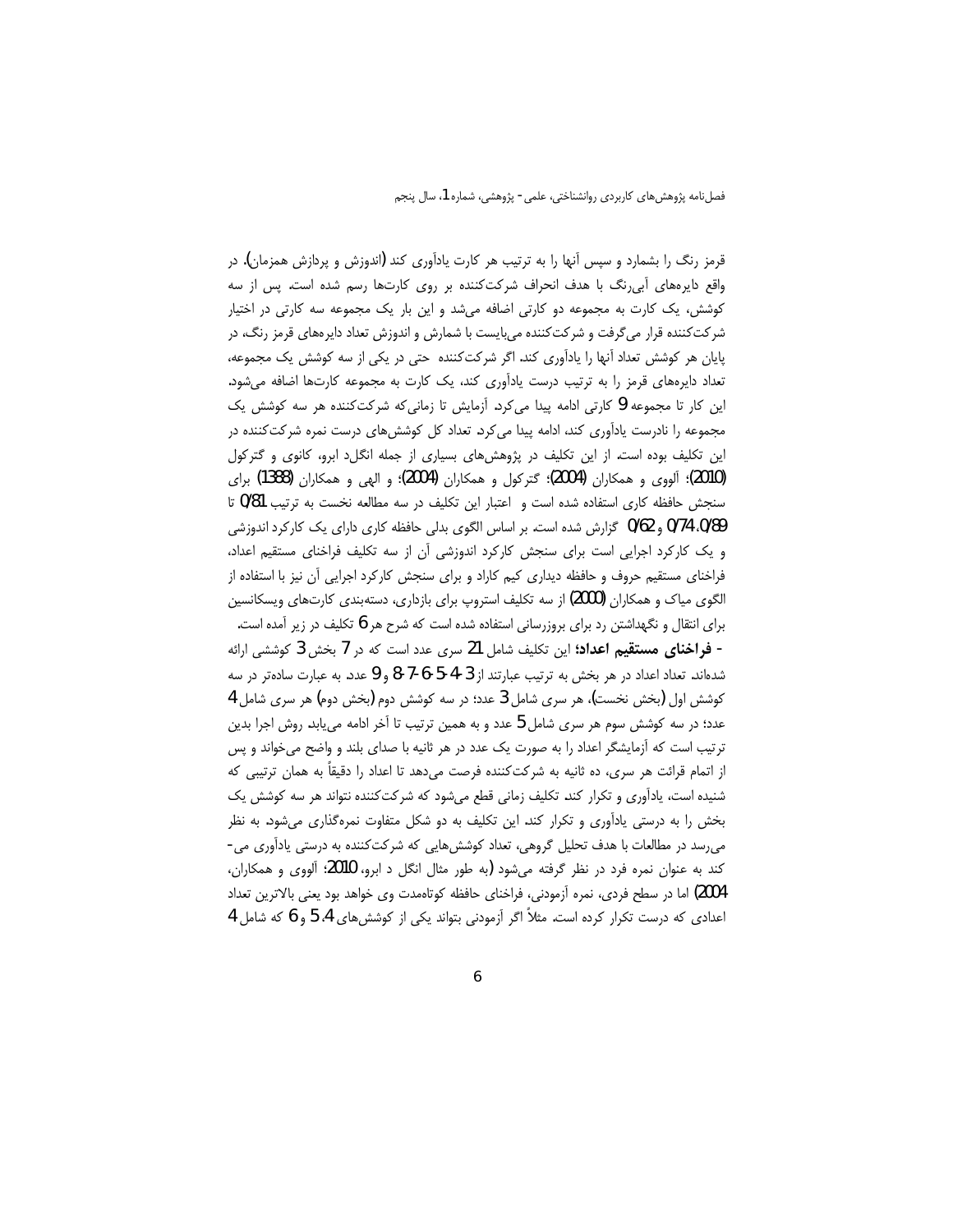قرمز رنگ را بشمارد و سپس آنها را به ترتیب هر کارت یادآوری کند (اندوزش و پردازش همزمان). در واقع دایره‌های آبی‌رنگ با هدف انحراف شرکت‌کننده بر روی کارت‌ها رسم شده است. پس از سه کوشش، یک کارت به مجموعه دو کارتی اضافه می‌شد و این بار یک مجموعه سه کارتی در اختیار شرکت‌کننده قرار می‌گرفت و شرکت‌کننده می‌بایست با شمارش و اندوزش تعداد دایره‌های قرمز رنگ، در پایان هر کوشش تعداد آنها را یادآوری کند. اگر شرکت‌کننده حتی در یکی از سه کوشش یک مجموعه، تعداد دایره‌های قرمز را به ترتیب درست یادآوری کند، یک کارت به مجموعه کارت‌ها اضافه می‌شود. این کار تا مجموعه 9 کارتی ادامه پیدا می‌کرد. آزمایش تا زمانی‌که شرکت‌کننده هر سه کوشش یک مجموعه را نادرست یادآوری کند، ادامه پیدا می‌کرد. تعداد کل کوشش‌های درست نمره شرکت‌کننده در این تکلیف بوده است. از این تکلیف در پژوهش‌های بسیاری از جمله انگل‌د ابرو، کانوی و گترکول (2010)؛ آلووی و همکاران (2004)؛ گترکول و همکاران (2004)؛ و الهی و همکاران (1388) برای سنجش حافظه کاری استفاده شده است و اعتبار این تکلیف در سه مطالعه نخست به ترتیب 0/81 تا 0/89، 0/74 و 0/62 گزارش شده است. بر اساس الگوی بدلی حافظه کاری دارای یک کارکرد اندوزشی و یک کارکرد اجرایی است برای سنجش کارکرد اندوزشی آن از سه تکلیف فراخنای مستقیم اعداد، فراخنای مستقیم حروف و حافظه دیداری کیم کاراد و برای سنجش کارکرد اجرایی آن نیز با استفاده از الگوی میاک و همکاران (2000) از سه تکلیف استروپ برای بازداری، دسته‌بندی کارت‌های ویسکانسین برای انتقال و نگهداشتن رد برای بروزرسانی استفاده شده است که شرح هر 6 تکلیف در زیر آمده است.

- **فراخنای مستقیم اعداد؛** این تکلیف شامل 21 سری عدد است که در 7 بخش 3 کوششی ارائه شده‌اند. تعداد اعداد در هر بخش به ترتیب عبارتند از 3-4-5-6-7-8 و 9 عدد. به عبارت ساده‌تر در سه کوشش اول (بخش نخست)، هر سری شامل 3 عدد؛ در سه کوشش دوم (بخش دوم) هر سری شامل 4 عدد؛ در سه کوشش سوم هر سری شامل 5 عدد و به همین ترتیب تا آخر ادامه می‌یابد. روش اجرا بدین ترتیب است که آزمایشگر اعداد را به صورت یک عدد در هر ثانیه با صدای بلند و واضح می‌خواند و پس از اتمام قرائت هر سری، ده ثانیه به شرکت‌کننده فرصت می‌دهد تا اعداد را دقیقاً به همان ترتیبی که شنیده است، یادآوری و تکرار کند. تکلیف زمانی قطع می‌شود که شرکت‌کننده نتواند هر سه کوشش یک بخش را به درستی یادآوری و تکرار کند. این تکلیف به دو شکل متفاوت نمره‌گذاری می‌شود. به نظر می‌رسد در مطالعات با هدف تحلیل گروهی، تعداد کوشش‌هایی که شرکت‌کننده به درستی یادآوری می‌کند به عنوان نمره فرد در نظر گرفته می‌شود (به طور مثال انگل د ابرو، 2010؛ آلووی و همکاران، 2004) اما در سطح فردی، نمره آزمودنی، فراخنای حافظه کوتاه‌مدت وی خواهد بود یعنی بالاترین تعداد اعدادی که درست تکرار کرده است. مثلاً اگر آزمودنی بتواند یکی از کوشش‌های 4، 5 و 6 که شامل 4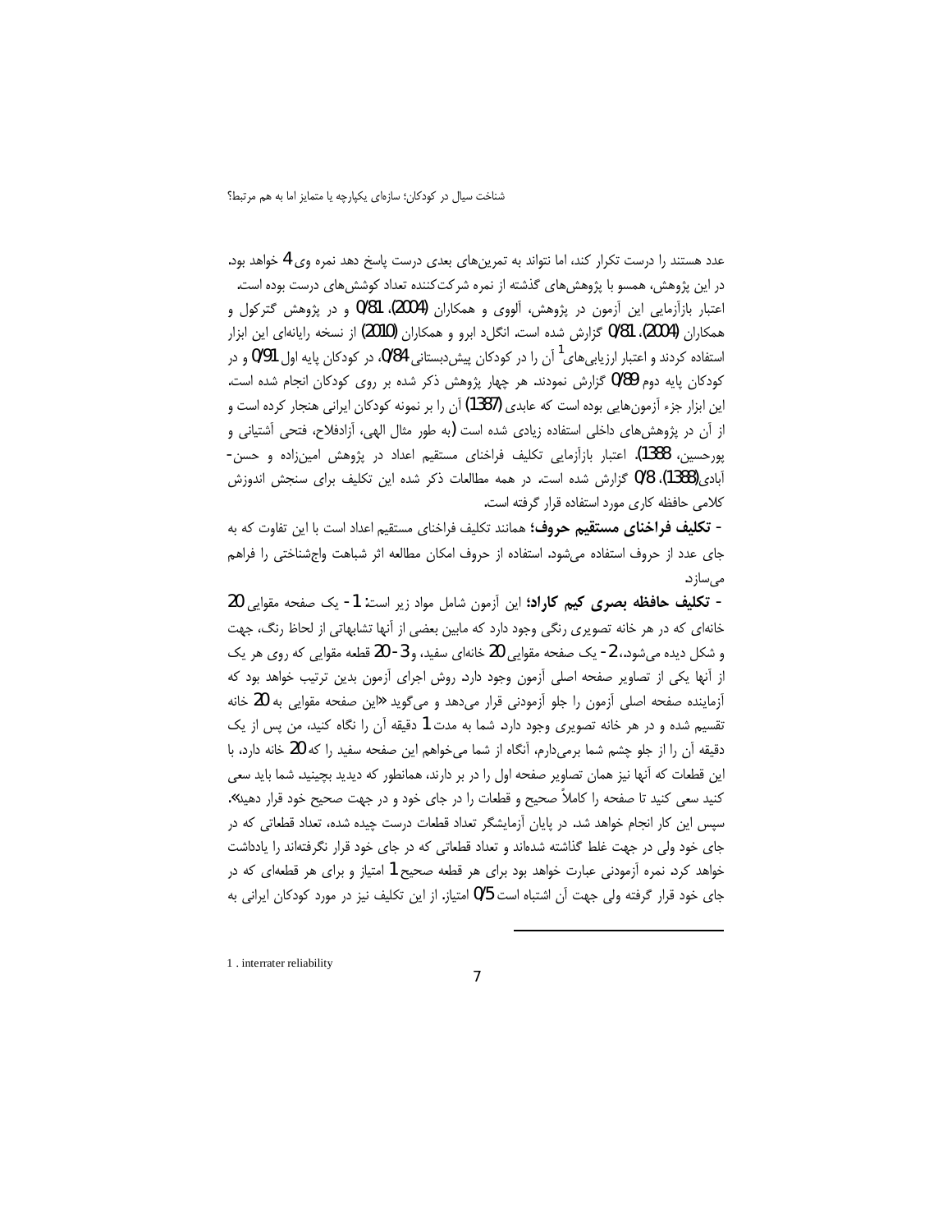عدد هستند را درست تکرار کند، اما نتواند به تمرین‌های بعدی درست پاسخ دهد نمره وی 4 خواهد بود. در این پژوهش، همسو با پژوهش‌های گذشته از نمره شرکت‌کننده تعداد کوشش‌های درست بوده است. اعتبار بازآزمایی این آزمون در پژوهش، آلووی و همکاران (2004)، 0/81 و در پژوهش گترکول و همکاران (2004)، 0/81 گزارش شده است. انگل‌د ابرو و همکاران (2010) از نسخه رایانه‌ای این ابزار استفاده کردند و اعتبار ارزیابی‌های[1] آن را در کودکان پیش‌دبستانی 0/84، در کودکان پایه اول 0/91 و در کودکان پایه دوم 0/89 گزارش نمودند. هر چهار پژوهش ذکر شده بر روی کودکان انجام شده است. این ابزار جزء آزمون‌هایی بوده است که عابدی (1387) آن را بر نمونه کودکان ایرانی هنجار کرده است و از آن در پژوهش‌های داخلی استفاده زیادی شده است (به طور مثال الهی، آزادفلاح، فتحی آشتیانی و پورحسین، 1388). اعتبار بازآزمایی تکلیف فراخنای مستقیم اعداد در پژوهش امین‌زاده و حسن‌آبادی(1388)، 0/8 گزارش شده است. در همه مطالعات ذکر شده این تکلیف برای سنجش اندوزش کلامی حافظه کاری مورد استفاده قرار گرفته است.

- **تکلیف فراخنای مستقیم حروف؛** همانند تکلیف فراخنای مستقیم اعداد است با این تفاوت که به جای عدد از حروف استفاده می‌شود. استفاده از حروف امکان مطالعه اثر شباهت واج‌شناختی را فراهم می‌سازد.

- **تکلیف حافظه بصری کیم کاراد؛** این آزمون شامل مواد زیر است: 1- یک صفحه مقوایی 20 خانه‌ای که در هر خانه تصویری رنگی وجود دارد که مابین بعضی از آنها تشابهاتی از لحاظ رنگ، جهت و شکل دیده می‌شود، 2- یک صفحه مقوایی 20 خانه‌ای سفید، و 3- 20 قطعه مقوایی که روی هر یک از آنها یکی از تصاویر صفحه اصلی آزمون وجود دارد. روش اجرای آزمون بدین ترتیب خواهد بود که آزماینده صفحه اصلی آزمون را جلو آزمودنی قرار می‌دهد و می‌گوید «این صفحه مقوایی به 20 خانه تقسیم شده و در هر خانه تصویری وجود دارد. شما به مدت 1 دقیقه آن را نگاه کنید، من پس از یک دقیقه آن را از جلو چشم شما برمی‌دارم، آنگاه از شما می‌خواهم این صفحه سفید را که 20 خانه دارد، با این قطعات که آنها نیز همان تصاویر صفحه اول را در بر دارند، همانطور که دیدید بچینید. شما باید سعی کنید سعی کنید تا صفحه را کاملاً صحیح و قطعات را در جای خود و در جهت صحیح خود قرار دهید». سپس این کار انجام خواهد شد. در پایان آزمایشگر تعداد قطعات درست چیده شده، تعداد قطعاتی که در جای خود ولی در جهت غلط گذاشته شده‌اند و تعداد قطعاتی که در جای خود قرار نگرفته‌اند را یادداشت خواهد کرد. نمره آزمودنی عبارت خواهد بود برای هر قطعه صحیح 1 امتیاز و برای هر قطعه‌ای که در جای خود قرار گرفته ولی جهت آن اشتباه است 0/5 امتیاز. از این تکلیف نیز در مورد کودکان ایرانی به

---

1 . interrater reliability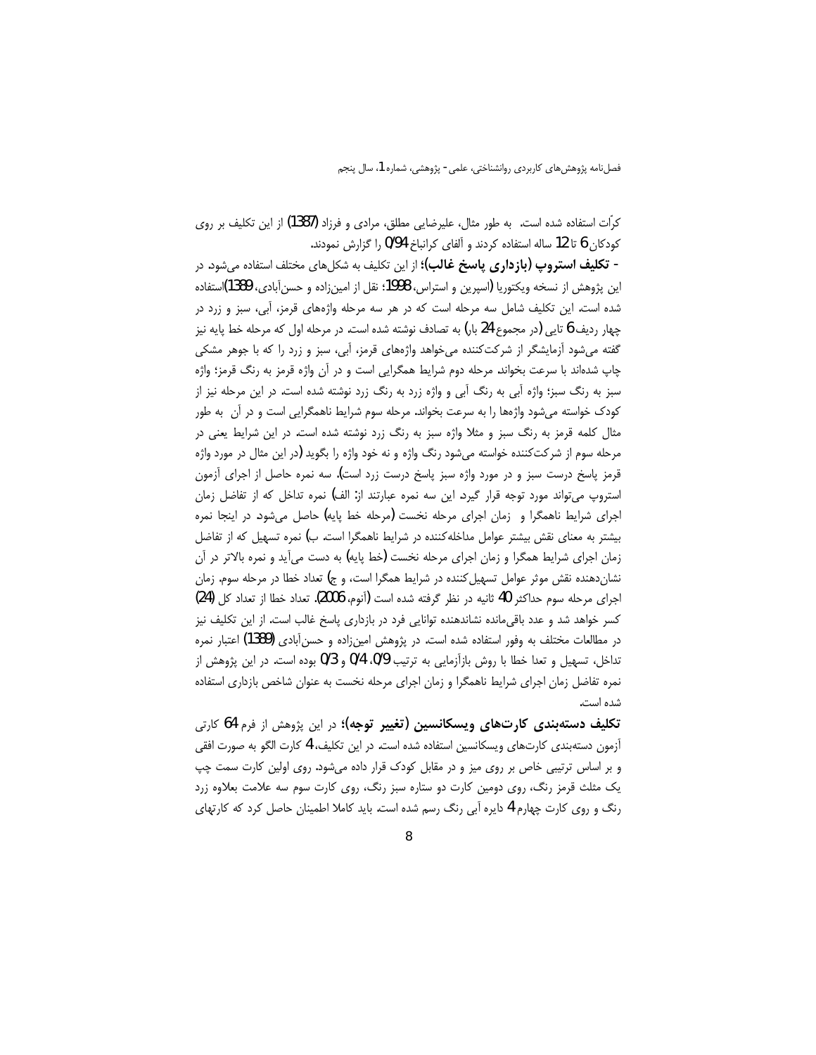کرّات استفاده شده است. به طور مثال، علیرضایی مطلق، مرادی و فرزاد (1387) از این تکلیف بر روی کودکان 6 تا 12 ساله استفاده کردند و آلفای کرانباخ 0/94 را گزارش نمودند.

- **تکلیف استروپ (بازداری پاسخ غالب)؛** از این تکلیف به شکل‌های مختلف استفاده می‌شود. در این پژوهش از نسخه ویکتوریا (اسپرین و استراس، 1998؛ نقل از امین‌زاده و حسن‌آبادی، 1389)استفاده شده است. این تکلیف شامل سه مرحله است که در هر سه مرحله واژه‌های قرمز، آبی، سبز و زرد در چهار ردیف 6 تایی (در مجموع 24 بار) به تصادف نوشته شده است. در مرحله اول که مرحله خط پایه نیز گفته می‌شود آزمایشگر از شرکت‌کننده می‌خواهد واژه‌های قرمز، آبی، سبز و زرد را که با جوهر مشکی چاپ شده‌اند با سرعت بخواند. مرحله دوم شرایط همگرایی است و در آن واژه قرمز به رنگ قرمز؛ واژه سبز به رنگ سبز؛ واژه آبی به رنگ آبی و واژه زرد به رنگ زرد نوشته شده است. در این مرحله نیز از کودک خواسته می‌شود واژه‌ها را به سرعت بخواند. مرحله سوم شرایط ناهمگرایی است و در آن به طور مثال کلمه قرمز به رنگ سبز و مثلا واژه سبز به رنگ زرد نوشته شده است. در این شرایط یعنی در مرحله سوم از شرکت‌کننده خواسته می‌شود رنگ واژه و نه خود واژه را بگوید (در این مثال در مورد واژه قرمز پاسخ درست سبز و در مورد واژه سبز پاسخ درست زرد است). سه نمره حاصل از اجرای آزمون استروپ می‌تواند مورد توجه قرار گیرد. این سه نمره عبارتند از: الف) نمره تداخل که از تفاضل زمان اجرای شرایط ناهمگرا و زمان اجرای مرحله نخست (مرحله خط پایه) حاصل می‌شود. در اینجا نمره بیشتر به معنای نقش بیشتر عوامل مداخله‌کننده در شرایط ناهمگرا است. ب) نمره تسهیل که از تفاضل زمان اجرای شرایط همگرا و زمان اجرای مرحله نخست (خط پایه) به دست می‌آید و نمره بالاتر در آن نشان‌دهنده نقش موثر عوامل تسهیل‌کننده در شرایط همگرا است، و ج) تعداد خطا در مرحله سوم. زمان اجرای مرحله سوم حداکثر 40 ثانیه در نظر گرفته شده است (آنوم، 2006). تعداد خطا از تعداد کل (24) کسر خواهد شد و عدد باقی‌مانده نشاندهنده توانایی فرد در بازداری پاسخ غالب است. از این تکلیف نیز در مطالعات مختلف به وفور استفاده شده است. در پژوهش امین‌زاده و حسن‌آبادی (1389) اعتبار نمره تداخل، تسهیل و تعدا خطا با روش بازآزمایی به ترتیب 0/9، 0/4 و 0/3 بوده است. در این پژوهش از نمره تفاضل زمان اجرای شرایط ناهمگرا و زمان اجرای مرحله نخست به عنوان شاخص بازداری استفاده شده است.

**تکلیف دسته‌بندی کارت‌های ویسکانسین (تغییر توجه)؛** در این پژوهش از فرم 64 کارتی آزمون دسته‌بندی کارت‌های ویسکانسین استفاده شده است. در این تکلیف، 4 کارت الگو به صورت افقی و بر اساس ترتیبی خاص بر روی میز و در مقابل کودک قرار داده می‌شود. روی اولین کارت سمت چپ یک مثلث قرمز رنگ، روی دومین کارت دو ستاره سبز رنگ، روی کارت سوم سه علامت بعلاوه زرد رنگ و روی کارت چهارم 4 دایره آبی رنگ رسم شده است. باید کاملا اطمینان حاصل کرد که کارتهای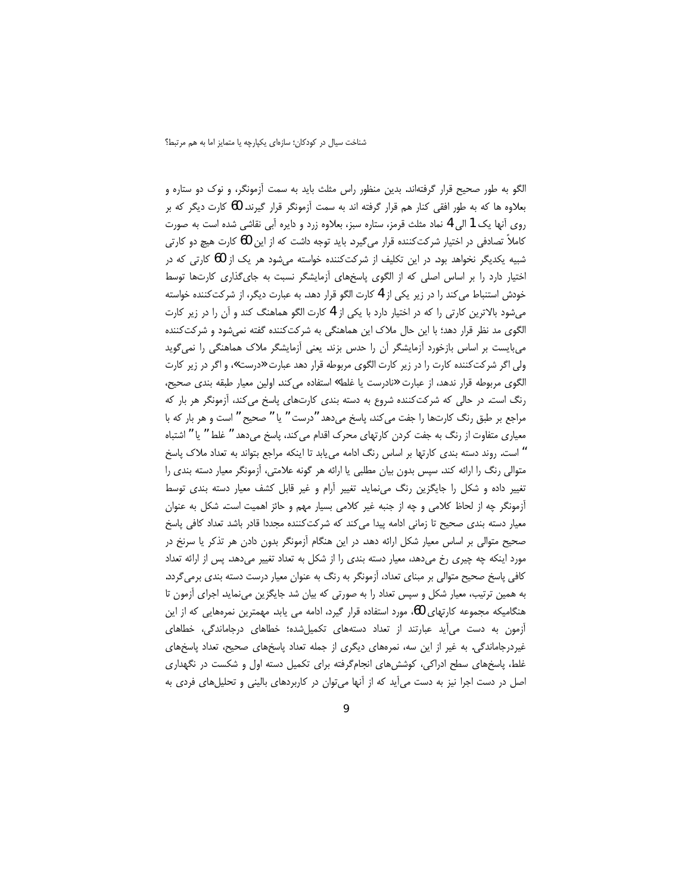الگو به طور صحیح قرار گرفته‌اند. بدین منظور راس مثلث باید به سمت آزمونگر، و نوک دو ستاره و بعلاوه ها که به طور افقی کنار هم قرار گرفته اند به سمت آزمونگر قرار گیرند. 60 کارت دیگر که بر روی آنها یک 1 الی 4 نماد مثلث قرمز، ستاره سبز، بعلاوه زرد و دایره آبی نقاشی شده است به صورت کاملاً تصادفی در اختیار شرکت‌کننده قرار می‌گیرد. باید توجه داشت که از این 60 کارت هیچ دو کارتی شبیه یکدیگر نخواهد بود. در این تکلیف از شرکت‌کننده خواسته می‌شود هر یک از 60 کارتی که در اختیار دارد را بر اساس اصلی که از الگوی پاسخ‌های آزمایشگر نسبت به جای‌گذاری کارت‌ها توسط خودش استنباط می‌کند را در زیر یکی از 4 کارت الگو قرار دهد. به عبارت دیگر، از شرکت‌کننده خواسته می‌شود بالاترین کارتی را که در اختیار دارد با یکی از 4 کارت الگو هماهنگ کند و آن را در زیر کارت الگوی مد نظر قرار دهد؛ با این حال ملاک این هماهنگی به شرکت‌کننده گفته نمی‌شود و شرکت‌کننده می‌بایست بر اساس بازخورد آزمایشگر آن را حدس بزند. یعنی آزمایشگر ملاک هماهنگی را نمی‌گوید ولی اگر شرکت‌کننده کارت را در زیر کارت الگوی مربوطه قرار دهد عبارت «درست»، و اگر در زیر کارت الگوی مربوطه قرار ندهد، از عبارت «نادرست یا غلط» استفاده می‌کند. اولین معیار طبقه بندی صحیح، رنگ است. در حالی که شرکت‌کننده شروع به دسته بندی کارت‌های پاسخ می‌کند، آزمونگر هر بار که مراجع بر طبق رنگ کارت‌ها را جفت می‌کند، پاسخ می‌دهد "درست" یا "صحیح" است و هر بار که با معیاری متفاوت از رنگ به جفت کردن کارتهای محرک اقدام می‌کند، پاسخ می‌دهد "غلط" یا "اشتباه" است. روند دسته بندی کارتها بر اساس رنگ ادامه می‌یابد تا اینکه مراجع بتواند به تعداد ملاک پاسخ متوالی رنگ را ارائه کند. سپس بدون بیان مطلبی یا ارائه هر گونه علامتی، آزمونگر معیار دسته بندی را تغییر داده و شکل را جایگزین رنگ می‌نماید. تغییر آرام و غیر قابل کشف معیار دسته بندی توسط آزمونگر چه از لحاظ کلامی و چه از جنبه غیر کلامی بسیار مهم و حائز اهمیت است. شکل به عنوان معیار دسته بندی صحیح تا زمانی ادامه پیدا می‌کند که شرکت‌کننده مجددا قادر باشد تعداد کافی پاسخ صحیح متوالی بر اساس معیار شکل ارائه دهد. در این هنگام آزمونگر بدون دادن هر تذکر یا سرنخ در مورد اینکه چه چیزی رخ می‌دهد، معیار دسته بندی را از شکل به تعداد تغییر می‌دهد. پس از ارائه تعداد کافی پاسخ صحیح متوالی بر مبنای تعداد، آزمونگر به رنگ به عنوان معیار درست دسته بندی برمی‌گردد. به همین ترتیب، معیار شکل و سپس تعداد را به صورتی که بیان شد جایگزین می‌نماید. اجرای آزمون تا هنگامیکه مجموعه کارتهای 60، مورد استفاده قرار گیرد، ادامه می یابد. مهمترین نمره‌هایی که از این آزمون به دست می‌آید عبارتند از تعداد دسته‌های تکمیل‌شده؛ خطاهای درجاماندگی، خطاهای غیردرجاماندگی. به غیر از این سه، نمره‌های دیگری از جمله تعداد پاسخ‌های صحیح، تعداد پاسخ‌های غلط، پاسخ‌های سطح ادراکی، کوشش‌های انجام‌گرفته برای تکمیل دسته اول و شکست در نگهداری اصل در دست اجرا نیز به دست می‌آید که از آنها می‌توان در کاربردهای بالینی و تحلیل‌های فردی به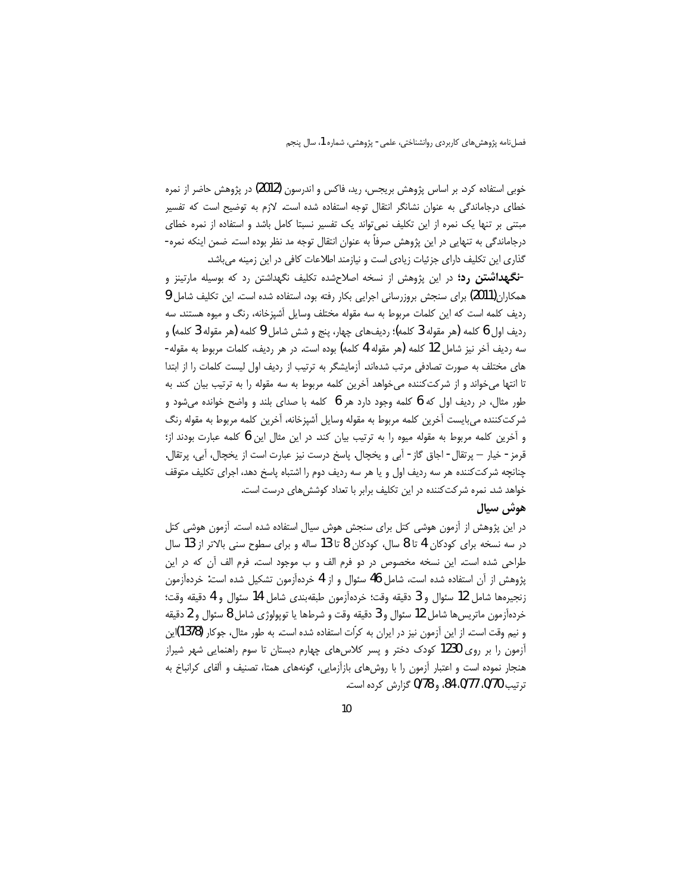خوبی استفاده کرد. بر اساس پژوهش بریجس، رید، فاکس و اندرسون (2012) در پژوهش حاضر از نمره خطای درجاماندگی به عنوان نشانگر انتقال توجه استفاده شده است. لازم به توضیح است که تفسیر مبتنی بر تنها یک نمره از این تکلیف نمی‌تواند یک تفسیر نسبتا کامل باشد و استفاده از نمره خطای درجاماندگی به تنهایی در این پژوهش صرفاً به عنوان انتقال توجه مد نظر بوده است. ضمن اینکه نمره‌گذاری این تکلیف دارای جزئیات زیادی است و نیازمند اطلاعات کافی در این زمینه می‌باشد.

**-نگهداشتن رد؛** در این پژوهش از نسخه اصلاح‌شده تکلیف نگهداشتن رد که بوسیله مارتینز و همکاران(2011) برای سنجش بروزرسانی اجرایی بکار رفته بود، استفاده شده است. این تکلیف شامل 9 ردیف کلمه است که این کلمات مربوط به سه مقوله مختلف وسایل آشپزخانه، رنگ و میوه هستند. سه ردیف اول 6 کلمه (هر مقوله 3 کلمه)؛ ردیف‌های چهار، پنج و شش شامل 9 کلمه (هر مقوله 3 کلمه) و سه ردیف آخر نیز شامل 12 کلمه (هر مقوله 4 کلمه) بوده است. در هر ردیف، کلمات مربوط به مقوله‌های مختلف به صورت تصادفی مرتب شده‌اند. آزمایشگر به ترتیب از ردیف اول لیست کلمات را از ابتدا تا انتها می‌خواند و از شرکت‌کننده می‌خواهد آخرین کلمه مربوط به سه مقوله را به ترتیب بیان کند. به طور مثال، در ردیف اول که 6 کلمه وجود دارد هر 6 کلمه با صدای بلند و واضح خوانده می‌شود و شرکت‌کننده می‌بایست آخرین کلمه مربوط به مقوله وسایل آشپزخانه، آخرین کلمه مربوط به مقوله رنگ و آخرین کلمه مربوط به مقوله میوه را به ترتیب بیان کند. در این مثال این 6 کلمه عبارت بودند از؛ قرمز- خیار – پرتقال- اجاق گاز- آبی و یخچال. پاسخ درست نیز عبارت است از یخچال، آبی، پرتقال. چنانچه شرکت‌کننده هر سه ردیف اول و یا هر سه ردیف دوم را اشتباه پاسخ دهد، اجرای تکلیف متوقف خواهد شد. نمره شرکت‌کننده در این تکلیف برابر با تعداد کوشش‌های درست است.

### هوش سیال

در این پژوهش از آزمون هوشی کتل برای سنجش هوش سیال استفاده شده است. آزمون هوشی کتل در سه نسخه برای کودکان 4 تا 8 سال، کودکان 8 تا 13 ساله و برای سطوح سنی بالاتر از 13 سال طراحی شده است. این نسخه مخصوص در دو فرم الف و ب موجود است. فرم الف آن که در این پژوهش از آن استفاده شده است، شامل 46 سئوال و از 4 خرده‌آزمون تشکیل شده است: خرده‌آزمون زنجیره‌ها شامل 12 سئوال و 3 دقیقه وقت؛ خرده‌آزمون طبقه‌بندی شامل 14 سئوال و 4 دقیقه وقت؛ خرده‌آزمون ماتریس‌ها شامل 12 سئوال و 3 دقیقه وقت و شرط‌ها یا توپولوژی شامل 8 سئوال و 2 دقیقه و نیم وقت است. از این آزمون نیز در ایران به کرّات استفاده شده است. به طور مثال، جوکار (1378)این آزمون را بر روی 1230 کودک دختر و پسر کلاس‌های چهارم دبستان تا سوم راهنمایی شهر شیراز هنجار نموده است و اعتبار آزمون را با روش‌های بازآزمایی، گونه‌های همتا، تصنیف و آلفای کرانباخ به ترتیب 0/70، 0/77، 84، و 0/78 گزارش کرده است.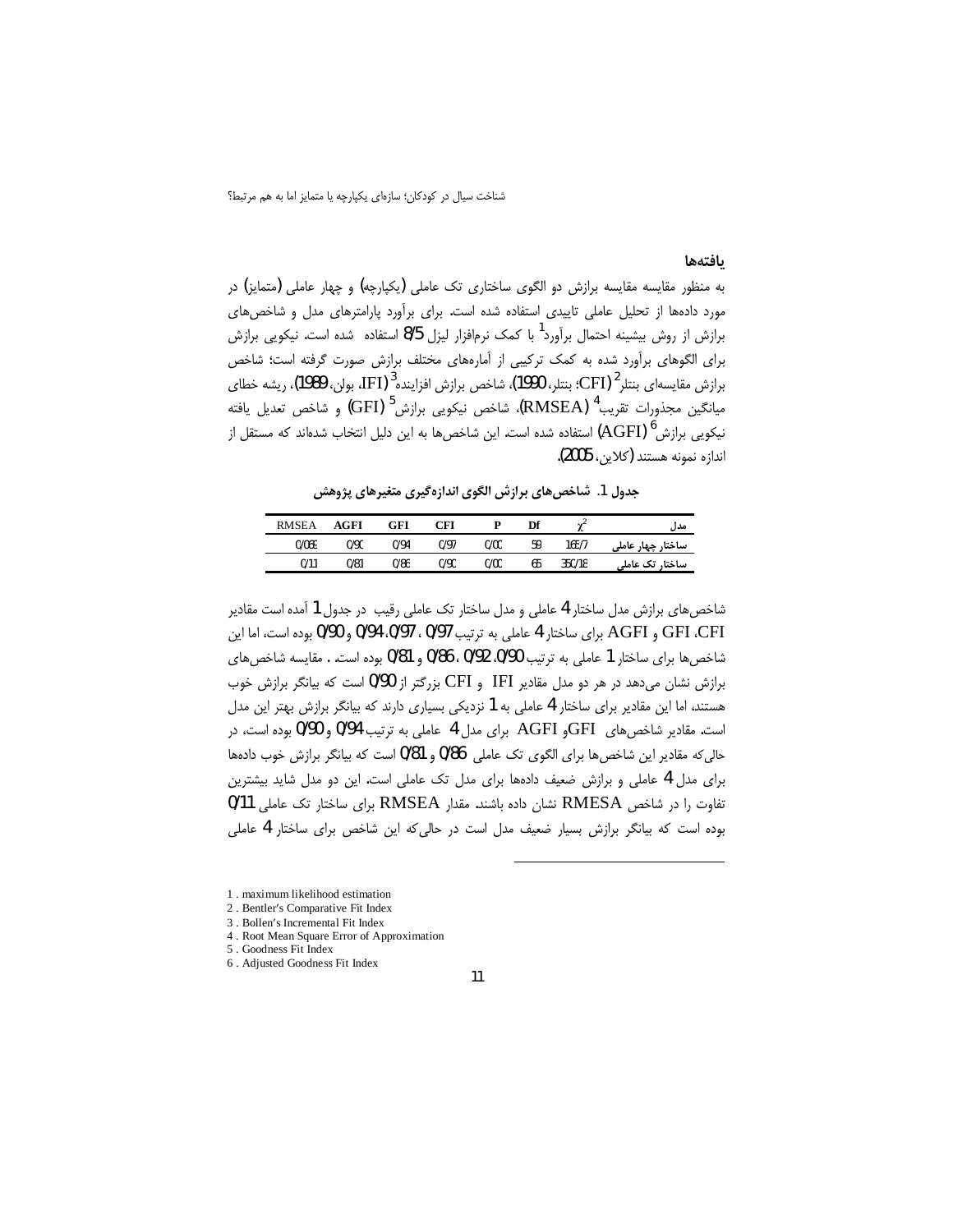## یافته‌ها

به منظور مقایسه مقایسه برازش دو الگوی ساختاری تک عاملی (یکپارچه) و چهار عاملی (متمایز) در مورد داده‌ها از تحلیل عاملی تاییدی استفاده شده است. برای برآورد پارامترهای مدل و شاخص‌های برازش از روش بیشینه احتمال برآورد[1] با کمک نرم‌افزار لیزل 8/5 استفاده شده است. نیکویی برازش برای الگوهای برآورد شده به کمک ترکیبی از آماره‌های مختلف برازش صورت گرفته است؛ شاخص برازش مقایسه‌ای بنتلر[2] (CFI؛ بنتلر، 1990)، شاخص برازش افزاینده[3] (IFI، بولن، 1989)، ریشه خطای میانگین مجذورات تقریب[4] (RMSEA)، شاخص نیکویی برازش[5] (GFI) و شاخص تعدیل یافته نیکویی برازش[6] (AGFI) استفاده شده است. این شاخص‌ها به این دلیل انتخاب شده‌اند که مستقل از اندازه نمونه هستند (کلاین، 2005).

**جدول 1. شاخص‌های برازش الگوی اندازه‌گیری متغیرهای پژوهش**

| مدل | $\chi^2$ | Df | P | CFI | GFI | AGFI | RMSEA |
|---|---|---|---|---|---|---|---|
| ساختار چهار عاملی | 168/7 | 59 | 0/00 | 0/97 | 0/94 | 0/90 | 0/069 |
| ساختار تک عاملی | 350/18 | 65 | 0/00 | 0/90 | 0/86 | 0/81 | 0/11 |

شاخص‌های برازش مدل ساختار 4 عاملی و مدل ساختار تک عاملی رقیب در جدول 1 آمده است مقادیر CFI، GFI و AGFI برای ساختار 4 عاملی به ترتیب 0/97 ، 0/97، 0/94 و 0/90 بوده است، اما این شاخص‌ها برای ساختار 1 عاملی به ترتیب 0/90، 0/92 ، 0/86 و 0/81 بوده است. . مقایسه شاخص‌های برازش نشان می‌دهد در هر دو مدل مقادیر IFI و CFI بزرگتر از 0/90 است که بیانگر برازش خوب هستند، اما این مقادیر برای ساختار 4 عاملی به 1 نزدیکی بسیاری دارند که بیانگر برازش بهتر این مدل است. مقادیر شاخص‌های GFIو AGFI برای مدل 4 عاملی به ترتیب 0/94 و 0/90 بوده است، در حالی‌که مقادیر این شاخص‌ها برای الگوی تک عاملی 0/86 و 0/81 است که بیانگر برازش خوب داده‌ها برای مدل 4 عاملی و برازش ضعیف داده‌ها برای مدل تک عاملی است. این دو مدل شاید بیشترین تفاوت را در شاخص RMESA نشان داده باشند. مقدار RMSEA برای ساختار تک عاملی 0/11 بوده است که بیانگر برازش بسیار ضعیف مدل است در حالی‌که این شاخص برای ساختار 4 عاملی

---

1 . maximum likelihood estimation
2 . Bentler's Comparative Fit Index
3 . Bollen's Incremental Fit Index
4 . Root Mean Square Error of Approximation
5 . Goodness Fit Index
6 . Adjusted Goodness Fit Index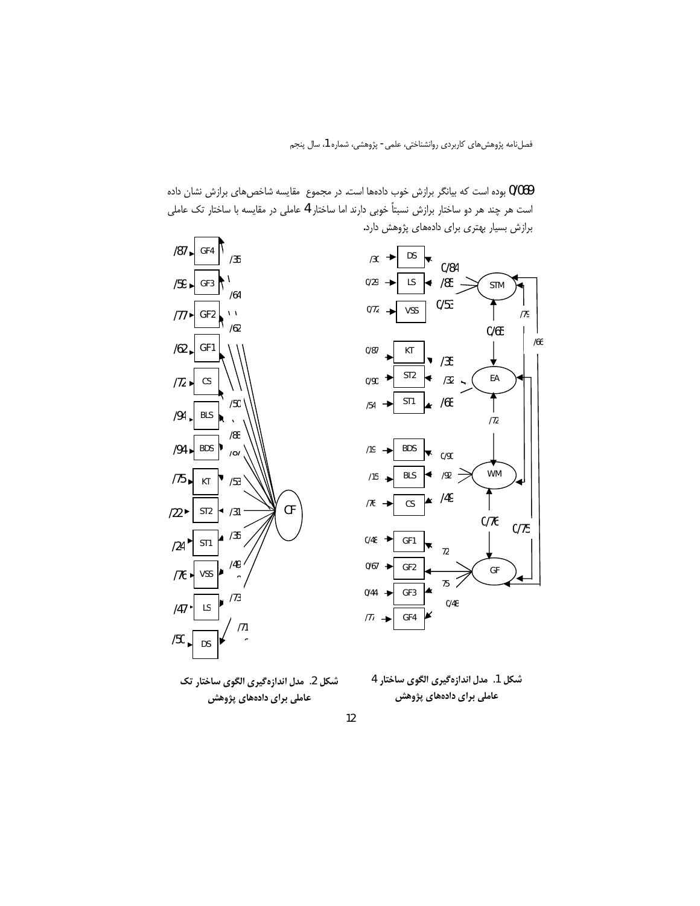0/069 بوده است که بیانگر برازش خوب داده‌ها است. در مجموع مقایسه شاخص‌های برازش نشان داده است هر چند هر دو ساختار برازش نسبتاً خوبی دارند اما ساختار 4 عاملی در مقایسه با ساختار تک عاملی برازش بسیار بهتری برای داده‌های پژوهش دارد.

شکل 1. مدل اندازه‌گیری الگوی ساختار 4 عاملی برای داده‌های پژوهش

شکل 2. مدل اندازه‌گیری الگوی ساختار تک عاملی برای داده‌های پژوهش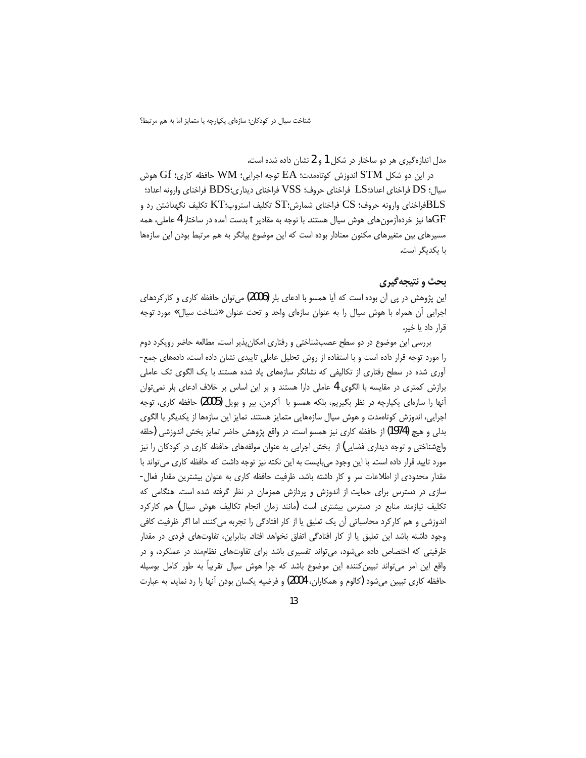مدل اندازه‌گیری هر دو ساختار در شکل 1 و 2 نشان داده شده است.

در این دو شکل STM اندوزش کوتاه‌مدت؛ EA توجه اجرایی؛ WM حافظه کاری؛ Gf هوش سیال؛ DS فراخنای اعداد؛LS فراخنای حروف؛ VSS فراخنای دیداری؛BDS فراخنای وارونه اعداد؛ BLSفراخنای وارونه حروف؛ CS فراخنای شمارش؛ST تکلیف استروپ؛KT تکلیف نگهداشتن رد و GFها نیز خرده‌آزمون‌های هوش سیال هستند. با توجه به مقادیر t بدست آمده در ساختار 4 عاملی، همه مسیرهای بین متغیرهای مکنون معنادار بوده است که این موضوع بیانگر به هم مرتبط بودن این سازه‌ها با یکدیگر است.

## بحث و نتیجه‌گیری

این پژوهش در پی آن بوده است که آیا همسو با ادعای بلر (2006) می‌توان حافظه کاری و کارکردهای اجرایی آن همراه با هوش سیال را به عنوان سازه‌ای واحد و تحت عنوان «شناخت سیال» مورد توجه قرار داد یا خیر.

بررسی این موضوع در دو سطح عصب‌شناختی و رفتاری امکان‌پذیر است. مطالعه حاضر رویکرد دوم را مورد توجه قرار داده است و با استفاده از روش تحلیل عاملی تاییدی نشان داده است، داده‌های جمع-آوری شده در سطح رفتاری از تکالیفی که نشانگر سازه‌های یاد شده هستند با یک الگوی تک عاملی برازش کمتری در مقایسه با الگوی 4 عاملی دارا هستند و بر این اساس بر خلاف ادعای بلر نمی‌توان آنها را سازه‌ای یکپارچه در نظر بگیریم، بلکه همسو با آکرمن، بیر و بویل (2005) حافظه کاری، توجه اجرایی، اندوزش کوتاه‌مدت و هوش سیال سازه‌هایی متمایز هستند. تمایز این سازه‌ها از یکدیگر با الگوی بدلی و هیچ (1974) از حافظه کاری نیز همسو است. در واقع پژوهش حاضر تمایز بخش اندوزشی (حلقه واج‌شناختی و توجه دیداری فضایی) از بخش اجرایی به عنوان مولفه‌های حافظه کاری در کودکان را نیز مورد تایید قرار داده است. با این وجود می‌بایست به این نکته نیز توجه داشت که حافظه کاری می‌تواند با مقدار محدودی از اطلاعات سر و کار داشته باشد. ظرفیت حافظه کاری به عنوان بیشترین مقدار فعال-سازی در دسترس برای حمایت از اندوزش و پردازش همزمان در نظر گرفته شده است. هنگامی که تکلیف نیازمند منابع در دسترس بیشتری است (مانند زمان انجام تکالیف هوش سیال) هم کارکرد اندوزشی و هم کارکرد محاسباتی آن یک تعلیق یا از کار افتادگی را تجربه می‌کنند. اما اگر ظرفیت کافی وجود داشته باشد این تعلیق یا از کار افتادگی اتفاق نخواهد افتاد. بنابراین، تفاوت‌های فردی در مقدار ظرفیتی که اختصاص داده می‌شود، می‌تواند تفسیری باشد برای تفاوت‌های نظام‌مند در عملکرد، و در واقع این امر می‌تواند تبیین‌کننده این موضوع باشد که چرا هوش سیال تقریباً به طور کامل بوسیله حافظه کاری تبیین می‌شود (کالوم و همکاران، 2004) و فرضیه یکسان بودن آنها را رد نماید. به عبارت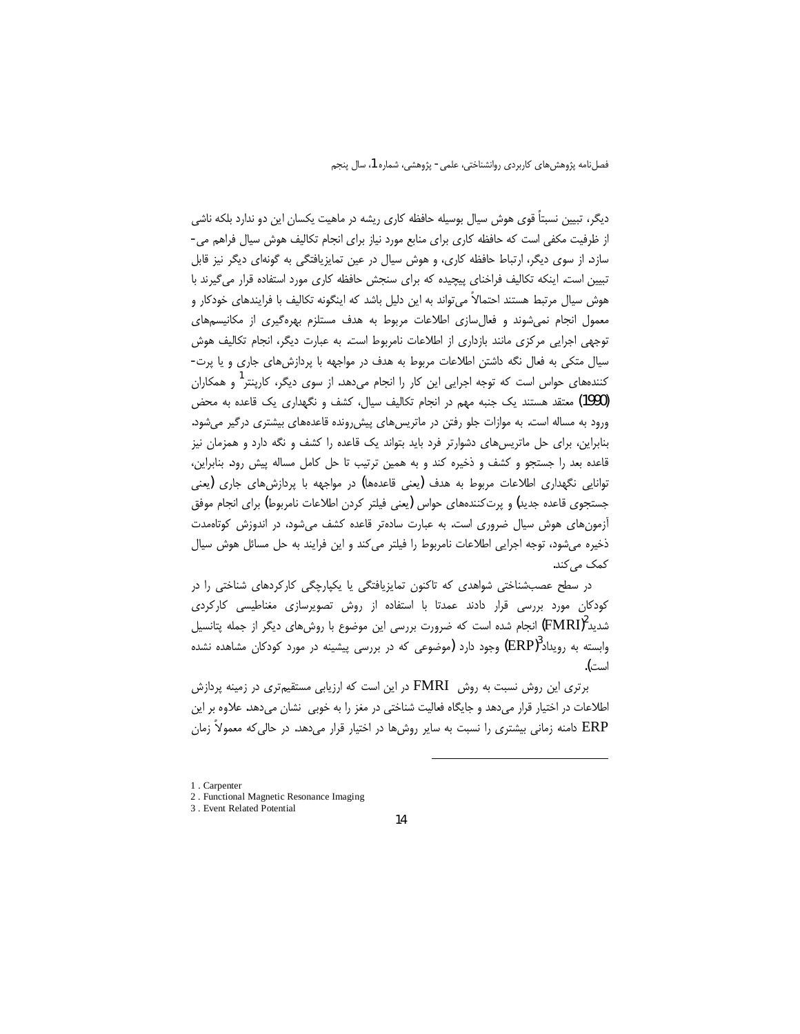دیگر، تبیین نسبتاً قوی هوش سیال بوسیله حافظه کاری ریشه در ماهیت یکسان این دو ندارد بلکه ناشی از ظرفیت مکفی است که حافظه کاری برای منابع مورد نیاز برای انجام تکالیف هوش سیال فراهم می‌سازد. از سوی دیگر، ارتباط حافظه کاری، و هوش سیال در عین تمایزیافتگی به گونه‌ای دیگر نیز قابل تبیین است. اینکه تکالیف فراخنای پیچیده که برای سنجش حافظه کاری مورد استفاده قرار می‌گیرند با هوش سیال مرتبط هستند احتمالاً می‌تواند به این دلیل باشد که اینگونه تکالیف با فرایندهای خودکار و معمول انجام نمی‌شوند و فعال‌سازی اطلاعات مربوط به هدف مستلزم بهره‌گیری از مکانیسم‌های توجهی اجرایی مرکزی مانند بازداری از اطلاعات نامربوط است. به عبارت دیگر، انجام تکالیف هوش سیال متکی به فعال نگه داشتن اطلاعات مربوط به هدف در مواجهه با پردازش‌های جاری و یا پرت‌کننده‌های حواس است که توجه اجرایی این کار را انجام می‌دهد. از سوی دیگر، کارپنتر[1] و همکاران (1990) معتقد هستند یک جنبه مهم در انجام تکالیف سیال، کشف و نگهداری یک قاعده به محض ورود به مساله است. به موازات جلو رفتن در ماتریس‌های پیش‌رونده قاعده‌های بیشتری درگیر می‌شود. بنابراین، برای حل ماتریس‌های دشوارتر فرد باید بتواند یک قاعده را کشف و نگه دارد و همزمان نیز قاعده بعد را جستجو و کشف و ذخیره کند و به همین ترتیب تا حل کامل مساله پیش رود. بنابراین، توانایی نگهداری اطلاعات مربوط به هدف (یعنی قاعده‌ها) در مواجهه با پردازش‌های جاری (یعنی جستجوی قاعده جدید) و پرت‌کننده‌های حواس (یعنی فیلتر کردن اطلاعات نامربوط) برای انجام موفق آزمون‌های هوش سیال ضروری است. به عبارت ساده‌تر قاعده کشف می‌شود، در اندوزش کوتاه‌مدت ذخیره می‌شود، توجه اجرایی اطلاعات نامربوط را فیلتر می‌کند و این فرایند به حل مسائل هوش سیال کمک می‌کند.

در سطح عصب‌شناختی شواهدی که تاکنون تمایزیافتگی یا یکپارچگی کارکردهای شناختی را در کودکان مورد بررسی قرار دادند عمدتا با استفاده از روش تصویرسازی مغناطیسی کارکردی شدید(FMRI)[2] انجام شده است که ضرورت بررسی این موضوع با روش‌های دیگر از جمله پتانسیل وابسته به رویداد(ERP)[3] وجود دارد (موضوعی که در بررسی پیشینه در مورد کودکان مشاهده نشده است).

برتری این روش نسبت به روش FMRI در این است که ارزیابی مستقیم‌تری در زمینه پردازش اطلاعات در اختیار قرار می‌دهد و جایگاه فعالیت شناختی در مغز را به خوبی نشان می‌دهد. علاوه بر این ERP دامنه زمانی بیشتری را نسبت به سایر روش‌ها در اختیار قرار می‌دهد. در حالی‌که معمولاً زمان

---

1 . Carpenter
2 . Functional Magnetic Resonance Imaging
3 . Event Related Potential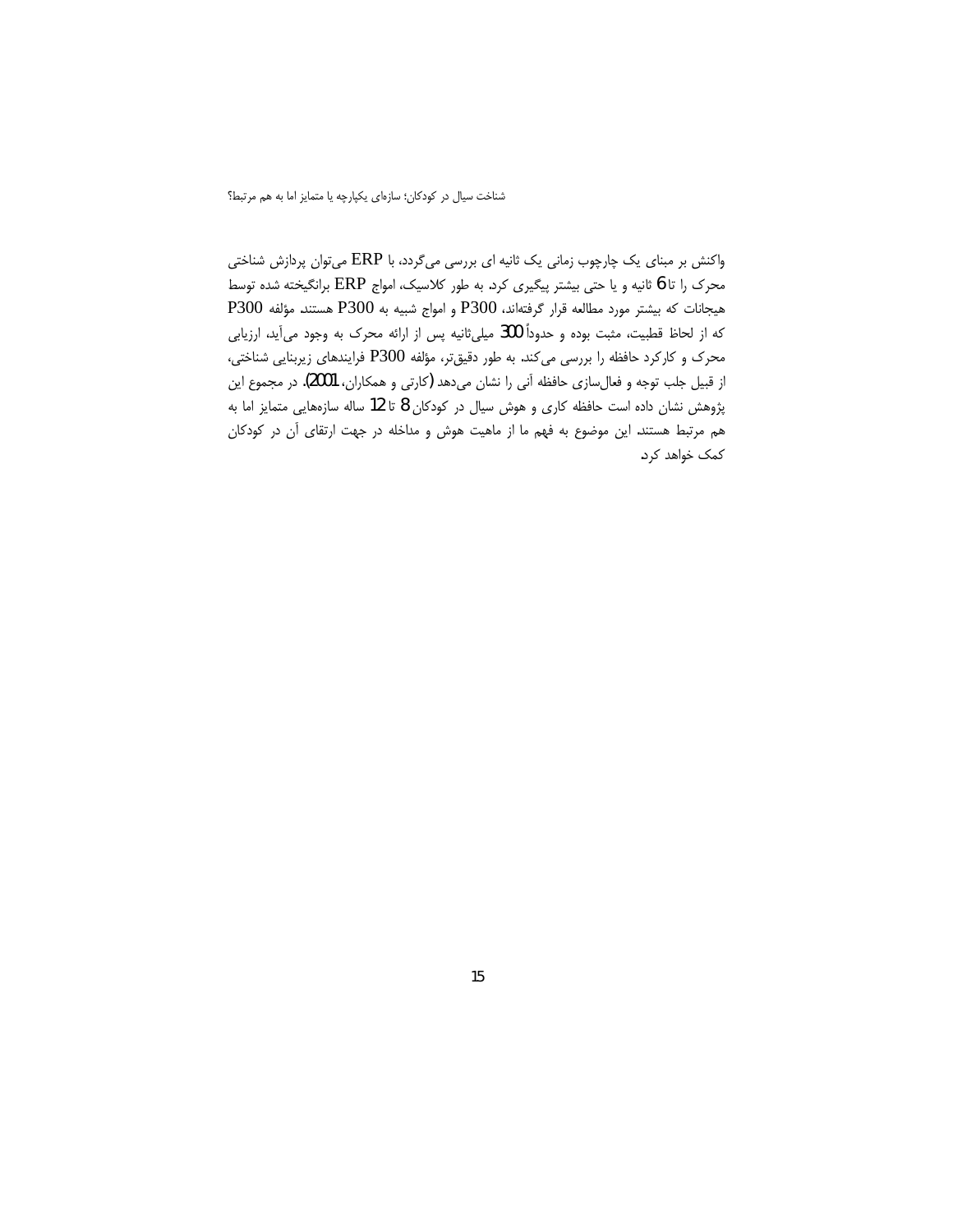واکنش بر مبنای یک چارچوب زمانی یک ثانیه ای بررسی می‌گردد، با ERP می‌توان پردازش شناختی محرک را تا 6 ثانیه و یا حتی بیشتر پیگیری کرد. به طور کلاسیک، امواج ERP برانگیخته شده توسط هیجانات که بیشتر مورد مطالعه قرار گرفته‌اند، P300 و امواج شبیه به P300 هستند. مؤلفه P300 که از لحاظ قطبیت، مثبت بوده و حدوداً 300 میلی‌ثانیه پس از ارائه محرک به وجود می‌آید، ارزیابی محرک و کارکرد حافظه را بررسی می‌کند. به طور دقیق‌تر، مؤلفه P300 فرایندهای زیربنایی شناختی، از قبیل جلب توجه و فعال‌سازی حافظه آنی را نشان می‌دهد (کارتی و همکاران، 2001). در مجموع این پژوهش نشان داده است حافظه کاری و هوش سیال در کودکان 8 تا 12 ساله سازه‌هایی متمایز اما به هم مرتبط هستند. این موضوع به فهم ما از ماهیت هوش و مداخله در جهت ارتقای آن در کودکان کمک خواهد کرد.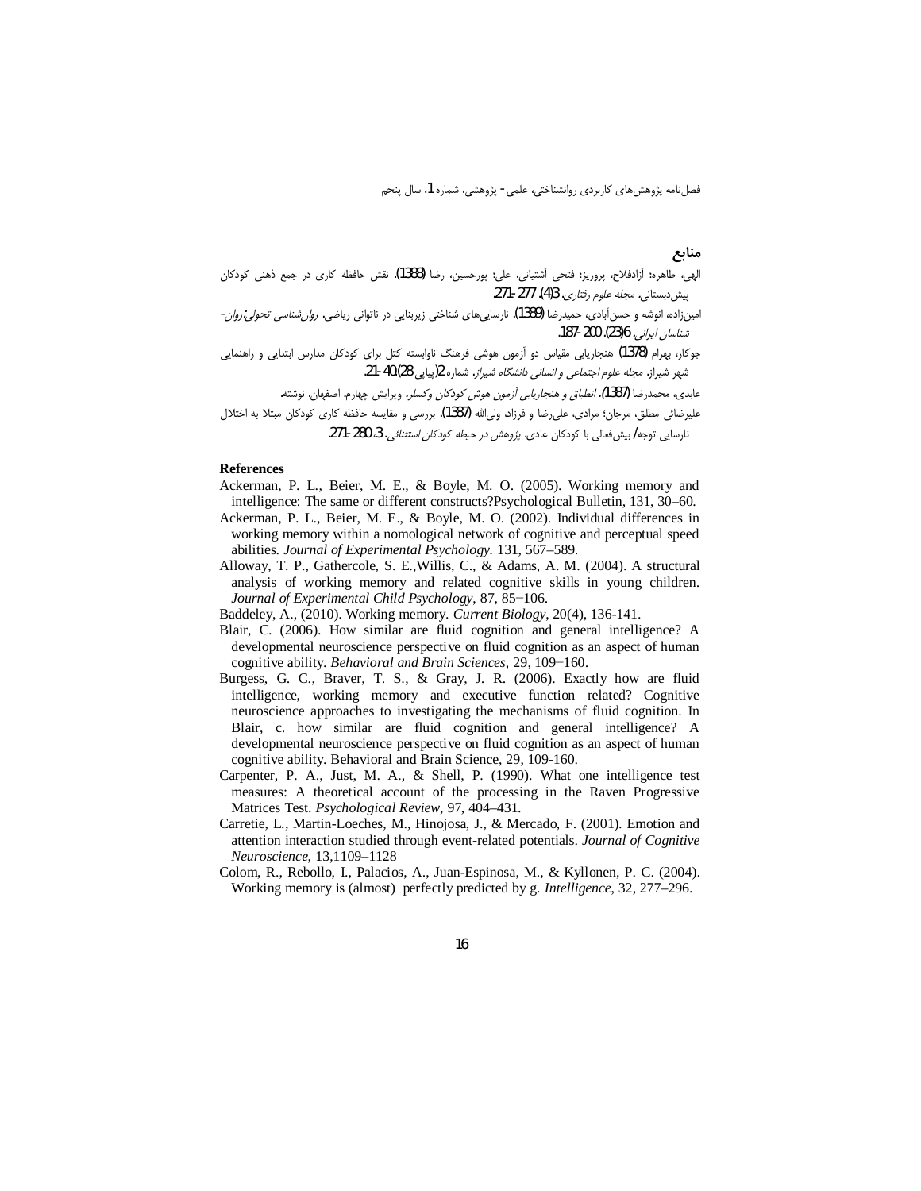## منابع

الهی، طاهره؛ آزادفلاح، پرویز؛ فتحی آشتیانی، علی؛ پورحسین، رضا (1388). نقش حافظه کاری در جمع ذهنی کودکان پیش‌دبستانی. *مجله علوم رفتاری*، 3(4). 277-271.

امین‌زاده، انوشه و حسن‌آبادی، حمیدرضا (1389). نارسایی‌های شناختی زیربنایی در ناتوانی ریاضی. *روان‌شناسی تحولی: روان-شناسان ایرانی*، 6(23). 200-187.

جوکار، بهرام (1378) هنجاریابی مقیاس دو آزمون هوشی فرهنگ ناوابسته کتل برای کودکان مدارس ابتدایی و راهنمایی شهر شیراز. *مجله علوم اجتماعی و انسانی دانشگاه شیراز*. شماره 2(پیاپی 28). 40-21.

عابدی، محمدرضا (1387). *انطباق و هنجاریابی آزمون هوش کودکان وکسلر*. ویرایش چهارم. اصفهان. نوشته.

علیرضائی مطلق، مرجان؛ مرادی، علی‌رضا و فرزاد، ولی‌الله (1387). بررسی و مقایسه حافظه کاری کودکان مبتلا به اختلال نارسایی توجه/ بیش‌فعالی با کودکان عادی. *پژوهش در حیطه کودکان استثنائی*. 3، 280-271.

## References

Ackerman, P. L., Beier, M. E., & Boyle, M. O. (2005). Working memory and intelligence: The same or different constructs?Psychological Bulletin, 131, 30–60.

Ackerman, P. L., Beier, M. E., & Boyle, M. O. (2002). Individual differences in working memory within a nomological network of cognitive and perceptual speed abilities. *Journal of Experimental Psychology*. 131, 567–589.

Alloway, T. P., Gathercole, S. E.,Willis, C., & Adams, A. M. (2004). A structural analysis of working memory and related cognitive skills in young children. *Journal of Experimental Child Psychology*, 87, 85−106.

Baddeley, A., (2010). Working memory. *Current Biology*, 20(4), 136-141.

Blair, C. (2006). How similar are fluid cognition and general intelligence? A developmental neuroscience perspective on fluid cognition as an aspect of human cognitive ability. *Behavioral and Brain Sciences*, 29, 109−160.

Burgess, G. C., Braver, T. S., & Gray, J. R. (2006). Exactly how are fluid intelligence, working memory and executive function related? Cognitive neuroscience approaches to investigating the mechanisms of fluid cognition. In Blair, c. how similar are fluid cognition and general intelligence? A developmental neuroscience perspective on fluid cognition as an aspect of human cognitive ability. Behavioral and Brain Science, 29, 109-160.

Carpenter, P. A., Just, M. A., & Shell, P. (1990). What one intelligence test measures: A theoretical account of the processing in the Raven Progressive Matrices Test. *Psychological Review*, 97, 404–431.

Carretie, L., Martin-Loeches, M., Hinojosa, J., & Mercado, F. (2001). Emotion and attention interaction studied through event-related potentials. *Journal of Cognitive Neuroscience*, 13,1109–1128

Colom, R., Rebollo, I., Palacios, A., Juan-Espinosa, M., & Kyllonen, P. C. (2004). Working memory is (almost) perfectly predicted by g. *Intelligence*, 32, 277–296.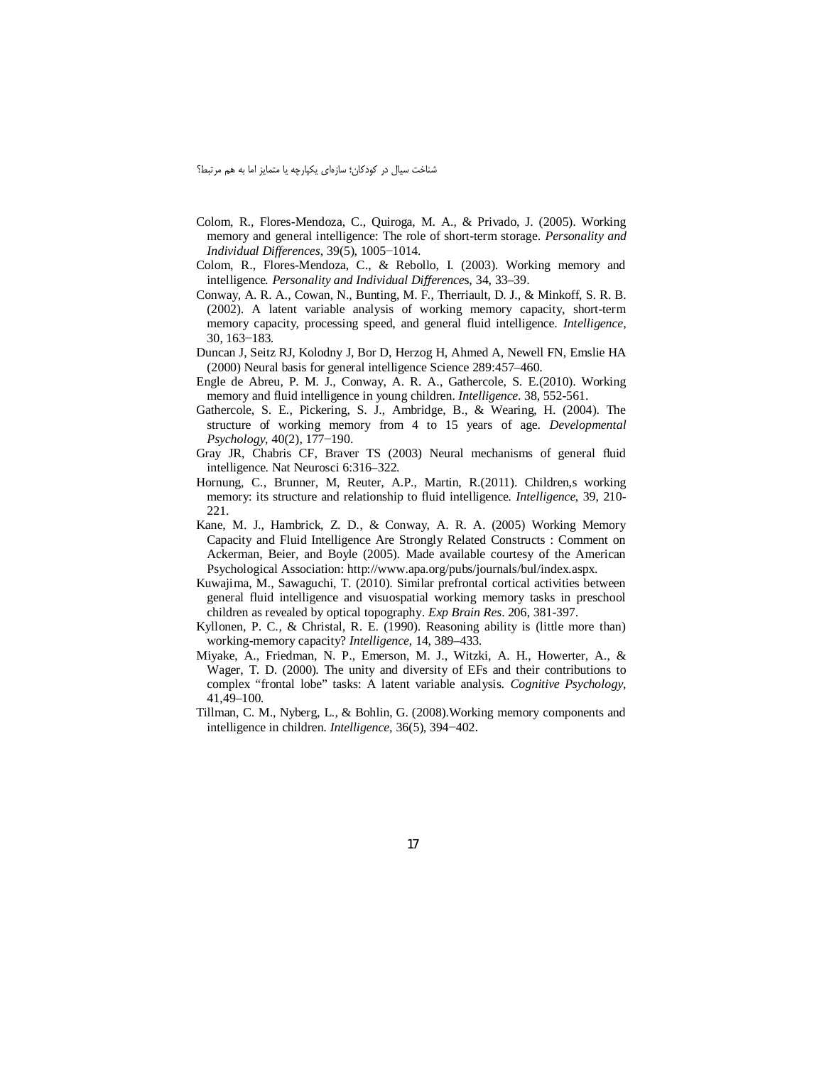Colom, R., Flores-Mendoza, C., Quiroga, M. A., & Privado, J. (2005). Working memory and general intelligence: The role of short-term storage. *Personality and Individual Differences*, 39(5), 1005−1014.

Colom, R., Flores-Mendoza, C., & Rebollo, I. (2003). Working memory and intelligence. *Personality and Individual Differences*, 34, 33–39.

Conway, A. R. A., Cowan, N., Bunting, M. F., Therriault, D. J., & Minkoff, S. R. B. (2002). A latent variable analysis of working memory capacity, short-term memory capacity, processing speed, and general fluid intelligence. *Intelligence*, 30, 163−183.

Duncan J, Seitz RJ, Kolodny J, Bor D, Herzog H, Ahmed A, Newell FN, Emslie HA (2000) Neural basis for general intelligence Science 289:457–460.

Engle de Abreu, P. M. J., Conway, A. R. A., Gathercole, S. E.(2010). Working memory and fluid intelligence in young children. *Intelligence*. 38, 552-561.

Gathercole, S. E., Pickering, S. J., Ambridge, B., & Wearing, H. (2004). The structure of working memory from 4 to 15 years of age. *Developmental Psychology*, 40(2), 177−190.

Gray JR, Chabris CF, Braver TS (2003) Neural mechanisms of general fluid intelligence. Nat Neurosci 6:316–322.

Hornung, C., Brunner, M, Reuter, A.P., Martin, R.(2011). Children,s working memory: its structure and relationship to fluid intelligence. *Intelligence*, 39, 210-221.

Kane, M. J., Hambrick, Z. D., & Conway, A. R. A. (2005) Working Memory Capacity and Fluid Intelligence Are Strongly Related Constructs : Comment on Ackerman, Beier, and Boyle (2005). Made available courtesy of the American Psychological Association: http://www.apa.org/pubs/journals/bul/index.aspx.

Kuwajima, M., Sawaguchi, T. (2010). Similar prefrontal cortical activities between general fluid intelligence and visuospatial working memory tasks in preschool children as revealed by optical topography. *Exp Brain Res*. 206, 381-397.

Kyllonen, P. C., & Christal, R. E. (1990). Reasoning ability is (little more than) working-memory capacity? *Intelligence*, 14, 389–433.

Miyake, A., Friedman, N. P., Emerson, M. J., Witzki, A. H., Howerter, A., & Wager, T. D. (2000). The unity and diversity of EFs and their contributions to complex "frontal lobe" tasks: A latent variable analysis. *Cognitive Psychology*, 41,49–100.

Tillman, C. M., Nyberg, L., & Bohlin, G. (2008).Working memory components and intelligence in children. *Intelligence*, 36(5), 394−402.